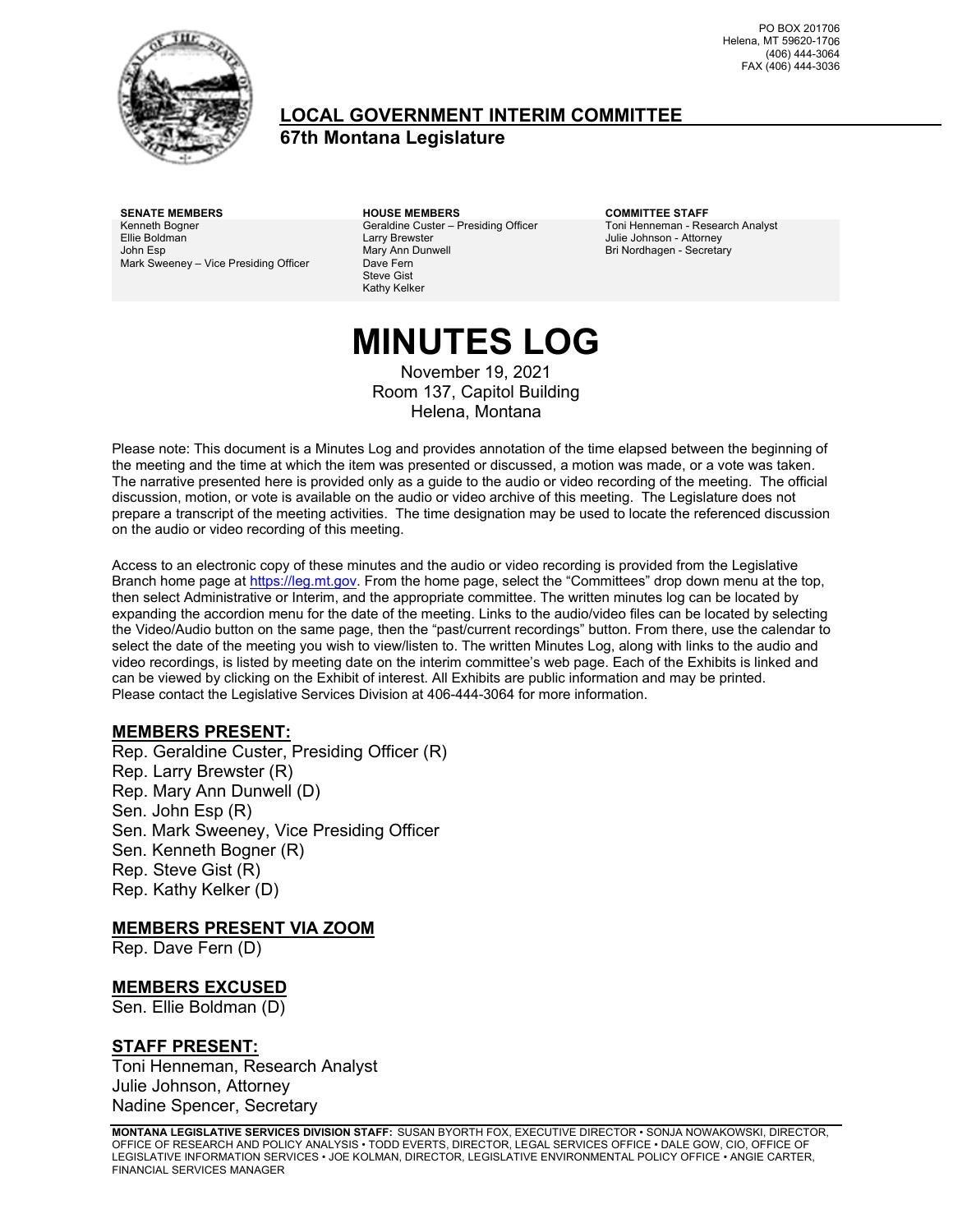PO BOX 201706
Helena, MT 59620-1706
(406) 444-3064
FAX (406) 444-3036

## LOCAL GOVERNMENT INTERIM COMMITTEE
**67th Montana Legislature**

| SENATE MEMBERS | HOUSE MEMBERS | COMMITTEE STAFF |
|---|---|---|
| Kenneth Bogner | Geraldine Custer – Presiding Officer | Toni Henneman - Research Analyst |
| Ellie Boldman | Larry Brewster | Julie Johnson - Attorney |
| John Esp | Mary Ann Dunwell | Bri Nordhagen - Secretary |
| Mark Sweeney – Vice Presiding Officer | Dave Fern | |
| | Steve Gist | |
| | Kathy Kelker | |

# MINUTES LOG

November 19, 2021
Room 137, Capitol Building
Helena, Montana

Please note: This document is a Minutes Log and provides annotation of the time elapsed between the beginning of the meeting and the time at which the item was presented or discussed, a motion was made, or a vote was taken. The narrative presented here is provided only as a guide to the audio or video recording of the meeting. The official discussion, motion, or vote is available on the audio or video archive of this meeting. The Legislature does not prepare a transcript of the meeting activities. The time designation may be used to locate the referenced discussion on the audio or video recording of this meeting.

Access to an electronic copy of these minutes and the audio or video recording is provided from the Legislative Branch home page at https://leg.mt.gov. From the home page, select the "Committees" drop down menu at the top, then select Administrative or Interim, and the appropriate committee. The written minutes log can be located by expanding the accordion menu for the date of the meeting. Links to the audio/video files can be located by selecting the Video/Audio button on the same page, then the "past/current recordings" button. From there, use the calendar to select the date of the meeting you wish to view/listen to. The written Minutes Log, along with links to the audio and video recordings, is listed by meeting date on the interim committee's web page. Each of the Exhibits is linked and can be viewed by clicking on the Exhibit of interest. All Exhibits are public information and may be printed. Please contact the Legislative Services Division at 406-444-3064 for more information.

## MEMBERS PRESENT:

Rep. Geraldine Custer, Presiding Officer (R)
Rep. Larry Brewster (R)
Rep. Mary Ann Dunwell (D)
Sen. John Esp (R)
Sen. Mark Sweeney, Vice Presiding Officer
Sen. Kenneth Bogner (R)
Rep. Steve Gist (R)
Rep. Kathy Kelker (D)

## MEMBERS PRESENT VIA ZOOM

Rep. Dave Fern (D)

## MEMBERS EXCUSED

Sen. Ellie Boldman (D)

## STAFF PRESENT:

Toni Henneman, Research Analyst
Julie Johnson, Attorney
Nadine Spencer, Secretary

**MONTANA LEGISLATIVE SERVICES DIVISION STAFF:** SUSAN BYORTH FOX, EXECUTIVE DIRECTOR • SONJA NOWAKOWSKI, DIRECTOR, OFFICE OF RESEARCH AND POLICY ANALYSIS • TODD EVERTS, DIRECTOR, LEGAL SERVICES OFFICE • DALE GOW, CIO, OFFICE OF LEGISLATIVE INFORMATION SERVICES • JOE KOLMAN, DIRECTOR, LEGISLATIVE ENVIRONMENTAL POLICY OFFICE • ANGIE CARTER, FINANCIAL SERVICES MANAGER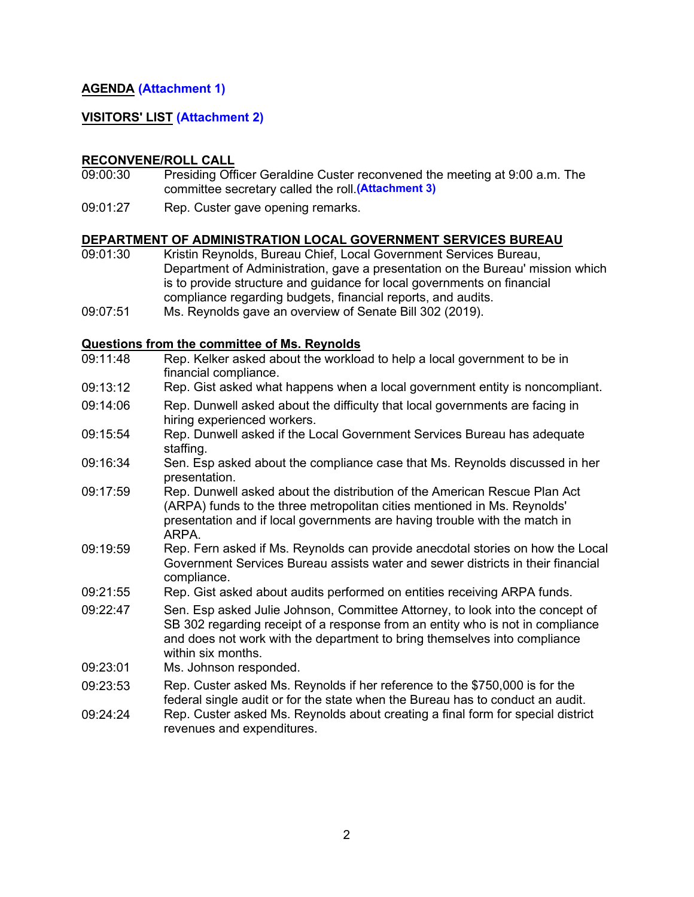**AGENDA** **(Attachment 1)**

**VISITORS' LIST** **(Attachment 2)**

**RECONVENE/ROLL CALL**

09:00:30 Presiding Officer Geraldine Custer reconvened the meeting at 9:00 a.m. The committee secretary called the roll. **(Attachment 3)**

09:01:27 Rep. Custer gave opening remarks.

**DEPARTMENT OF ADMINISTRATION LOCAL GOVERNMENT SERVICES BUREAU**

09:01:30 Kristin Reynolds, Bureau Chief, Local Government Services Bureau, Department of Administration, gave a presentation on the Bureau' mission which is to provide structure and guidance for local governments on financial compliance regarding budgets, financial reports, and audits.

09:07:51 Ms. Reynolds gave an overview of Senate Bill 302 (2019).

**Questions from the committee of Ms. Reynolds**

09:11:48 Rep. Kelker asked about the workload to help a local government to be in financial compliance.

09:13:12 Rep. Gist asked what happens when a local government entity is noncompliant.

09:14:06 Rep. Dunwell asked about the difficulty that local governments are facing in hiring experienced workers.

09:15:54 Rep. Dunwell asked if the Local Government Services Bureau has adequate staffing.

09:16:34 Sen. Esp asked about the compliance case that Ms. Reynolds discussed in her presentation.

09:17:59 Rep. Dunwell asked about the distribution of the American Rescue Plan Act (ARPA) funds to the three metropolitan cities mentioned in Ms. Reynolds' presentation and if local governments are having trouble with the match in ARPA.

09:19:59 Rep. Fern asked if Ms. Reynolds can provide anecdotal stories on how the Local Government Services Bureau assists water and sewer districts in their financial compliance.

09:21:55 Rep. Gist asked about audits performed on entities receiving ARPA funds.

09:22:47 Sen. Esp asked Julie Johnson, Committee Attorney, to look into the concept of SB 302 regarding receipt of a response from an entity who is not in compliance and does not work with the department to bring themselves into compliance within six months.

09:23:01 Ms. Johnson responded.

09:23:53 Rep. Custer asked Ms. Reynolds if her reference to the $750,000 is for the federal single audit or for the state when the Bureau has to conduct an audit.

09:24:24 Rep. Custer asked Ms. Reynolds about creating a final form for special district revenues and expenditures.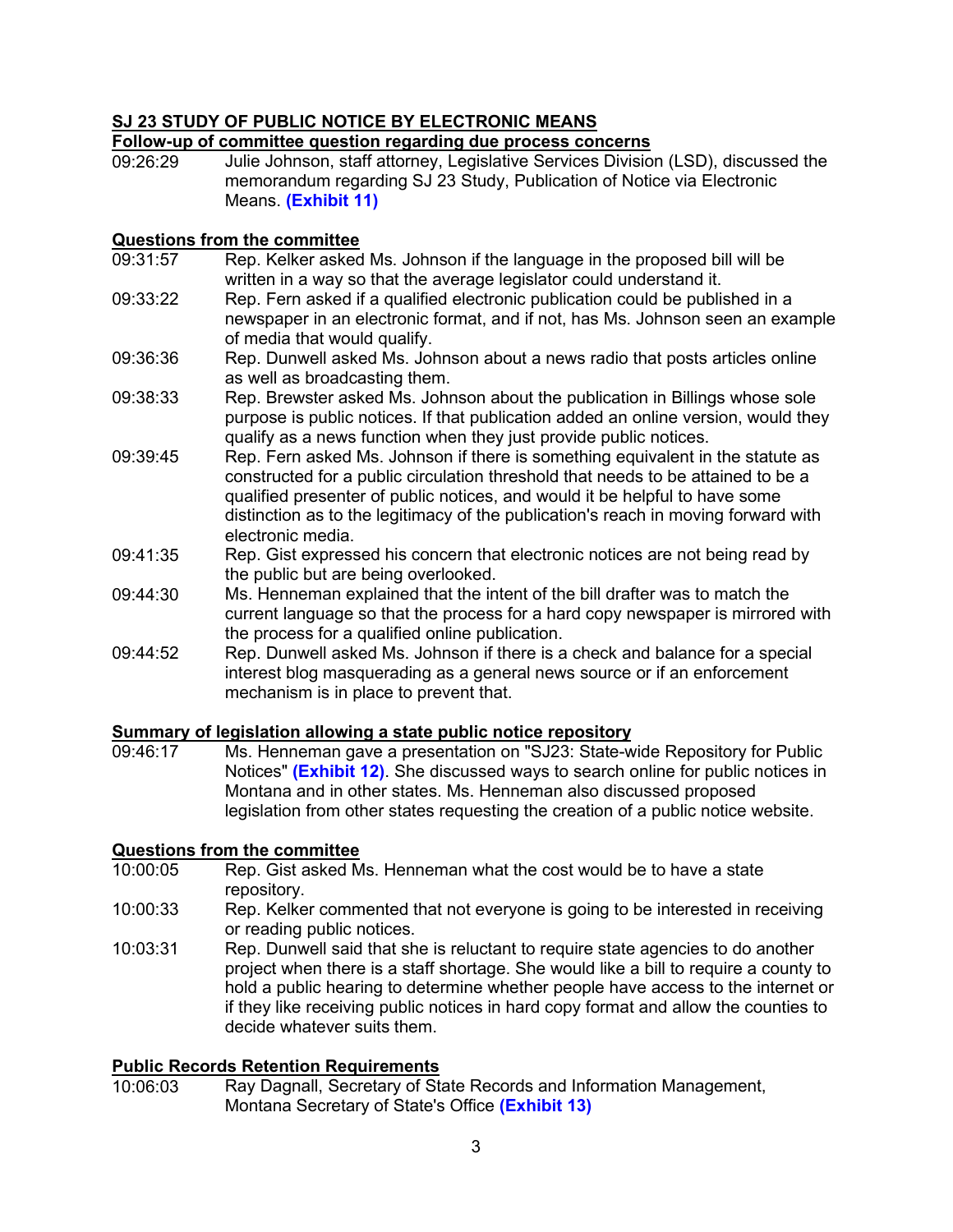**SJ 23 STUDY OF PUBLIC NOTICE BY ELECTRONIC MEANS**

**Follow-up of committee question regarding due process concerns**

09:26:29 Julie Johnson, staff attorney, Legislative Services Division (LSD), discussed the memorandum regarding SJ 23 Study, Publication of Notice via Electronic Means. **(Exhibit 11)**

**Questions from the committee**

09:31:57 Rep. Kelker asked Ms. Johnson if the language in the proposed bill will be written in a way so that the average legislator could understand it.

09:33:22 Rep. Fern asked if a qualified electronic publication could be published in a newspaper in an electronic format, and if not, has Ms. Johnson seen an example of media that would qualify.

09:36:36 Rep. Dunwell asked Ms. Johnson about a news radio that posts articles online as well as broadcasting them.

09:38:33 Rep. Brewster asked Ms. Johnson about the publication in Billings whose sole purpose is public notices. If that publication added an online version, would they qualify as a news function when they just provide public notices.

09:39:45 Rep. Fern asked Ms. Johnson if there is something equivalent in the statute as constructed for a public circulation threshold that needs to be attained to be a qualified presenter of public notices, and would it be helpful to have some distinction as to the legitimacy of the publication's reach in moving forward with electronic media.

09:41:35 Rep. Gist expressed his concern that electronic notices are not being read by the public but are being overlooked.

09:44:30 Ms. Henneman explained that the intent of the bill drafter was to match the current language so that the process for a hard copy newspaper is mirrored with the process for a qualified online publication.

09:44:52 Rep. Dunwell asked Ms. Johnson if there is a check and balance for a special interest blog masquerading as a general news source or if an enforcement mechanism is in place to prevent that.

**Summary of legislation allowing a state public notice repository**

09:46:17 Ms. Henneman gave a presentation on "SJ23: State-wide Repository for Public Notices" **(Exhibit 12)**. She discussed ways to search online for public notices in Montana and in other states. Ms. Henneman also discussed proposed legislation from other states requesting the creation of a public notice website.

**Questions from the committee**

10:00:05 Rep. Gist asked Ms. Henneman what the cost would be to have a state repository.

10:00:33 Rep. Kelker commented that not everyone is going to be interested in receiving or reading public notices.

10:03:31 Rep. Dunwell said that she is reluctant to require state agencies to do another project when there is a staff shortage. She would like a bill to require a county to hold a public hearing to determine whether people have access to the internet or if they like receiving public notices in hard copy format and allow the counties to decide whatever suits them.

**Public Records Retention Requirements**

10:06:03 Ray Dagnall, Secretary of State Records and Information Management, Montana Secretary of State's Office **(Exhibit 13)**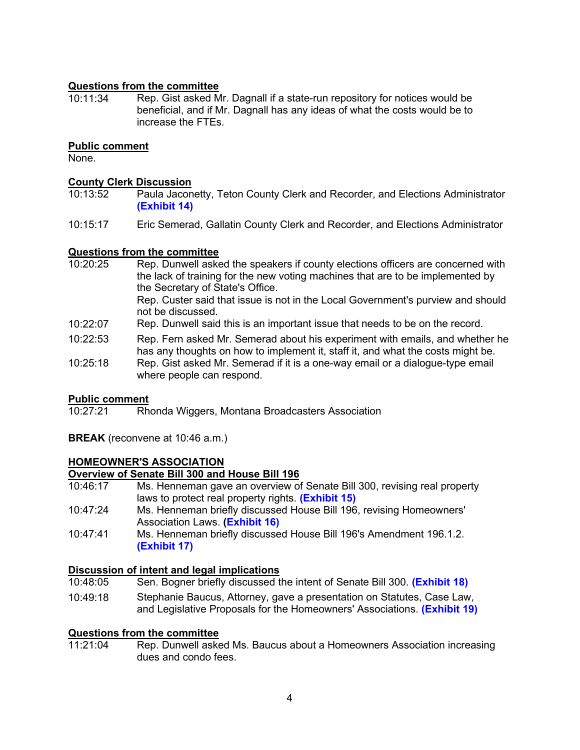**Questions from the committee**

10:11:34 Rep. Gist asked Mr. Dagnall if a state-run repository for notices would be beneficial, and if Mr. Dagnall has any ideas of what the costs would be to increase the FTEs.

**Public comment**

None.

**County Clerk Discussion**

10:13:52 Paula Jaconetty, Teton County Clerk and Recorder, and Elections Administrator **(Exhibit 14)**

10:15:17 Eric Semerad, Gallatin County Clerk and Recorder, and Elections Administrator

**Questions from the committee**

10:20:25 Rep. Dunwell asked the speakers if county elections officers are concerned with the lack of training for the new voting machines that are to be implemented by the Secretary of State's Office.
Rep. Custer said that issue is not in the Local Government's purview and should not be discussed.

10:22:07 Rep. Dunwell said this is an important issue that needs to be on the record.

10:22:53 Rep. Fern asked Mr. Semerad about his experiment with emails, and whether he has any thoughts on how to implement it, staff it, and what the costs might be.

10:25:18 Rep. Gist asked Mr. Semerad if it is a one-way email or a dialogue-type email where people can respond.

**Public comment**

10:27:21 Rhonda Wiggers, Montana Broadcasters Association

**BREAK** (reconvene at 10:46 a.m.)

**HOMEOWNER'S ASSOCIATION**

**Overview of Senate Bill 300 and House Bill 196**

10:46:17 Ms. Henneman gave an overview of Senate Bill 300, revising real property laws to protect real property rights. **(Exhibit 15)**

10:47:24 Ms. Henneman briefly discussed House Bill 196, revising Homeowners' Association Laws. **(Exhibit 16)**

10:47:41 Ms. Henneman briefly discussed House Bill 196's Amendment 196.1.2. **(Exhibit 17)**

**Discussion of intent and legal implications**

10:48:05 Sen. Bogner briefly discussed the intent of Senate Bill 300. **(Exhibit 18)**

10:49:18 Stephanie Baucus, Attorney, gave a presentation on Statutes, Case Law, and Legislative Proposals for the Homeowners' Associations. **(Exhibit 19)**

**Questions from the committee**

11:21:04 Rep. Dunwell asked Ms. Baucus about a Homeowners Association increasing dues and condo fees.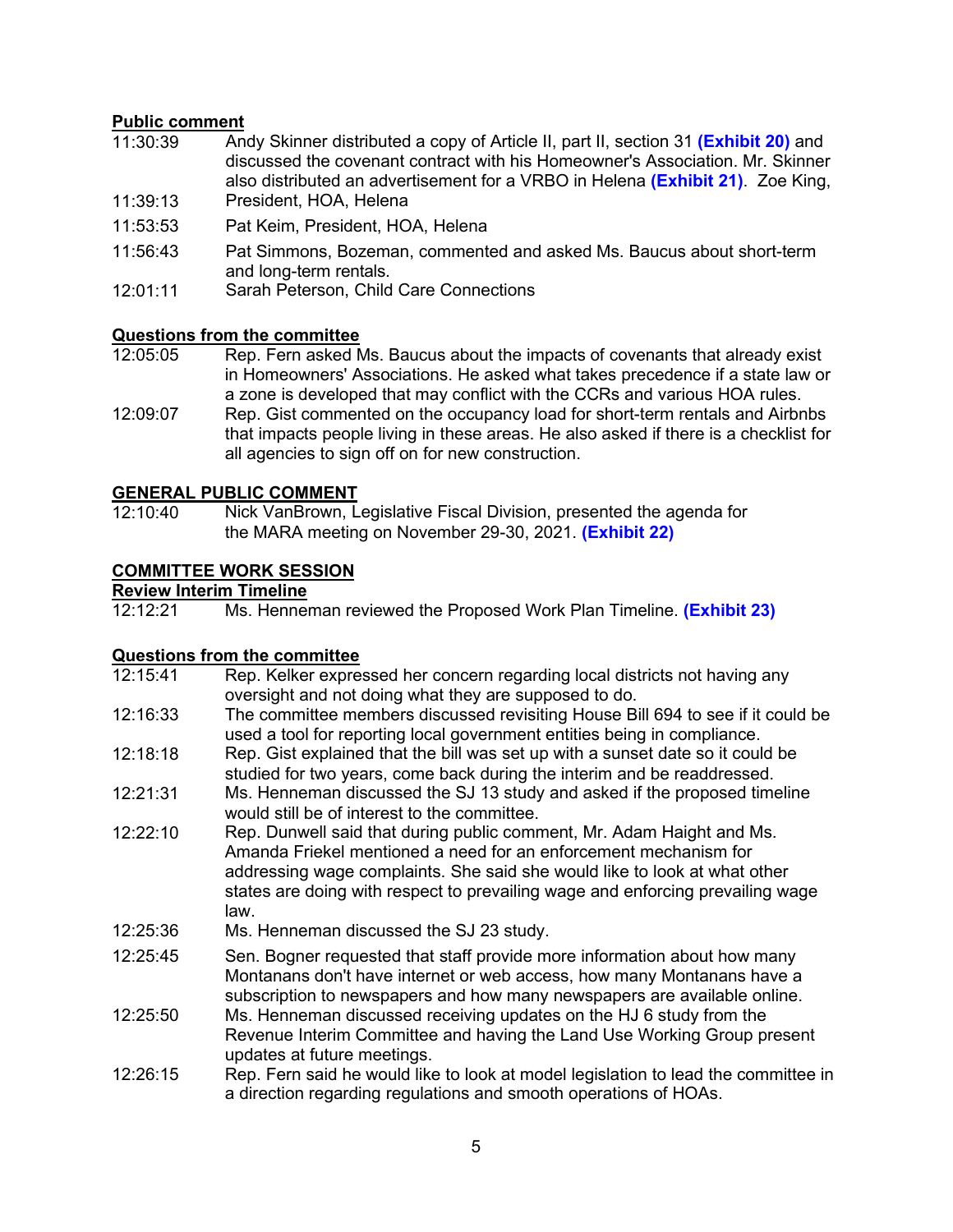**Public comment**

11:30:39 Andy Skinner distributed a copy of Article II, part II, section 31 **(Exhibit 20)** and discussed the covenant contract with his Homeowner's Association. Mr. Skinner also distributed an advertisement for a VRBO in Helena **(Exhibit 21)**. Zoe King,

11:39:13 President, HOA, Helena

11:53:53 Pat Keim, President, HOA, Helena

11:56:43 Pat Simmons, Bozeman, commented and asked Ms. Baucus about short-term and long-term rentals.

12:01:11 Sarah Peterson, Child Care Connections

**Questions from the committee**

12:05:05 Rep. Fern asked Ms. Baucus about the impacts of covenants that already exist in Homeowners' Associations. He asked what takes precedence if a state law or a zone is developed that may conflict with the CCRs and various HOA rules.

12:09:07 Rep. Gist commented on the occupancy load for short-term rentals and Airbnbs that impacts people living in these areas. He also asked if there is a checklist for all agencies to sign off on for new construction.

**GENERAL PUBLIC COMMENT**

12:10:40 Nick VanBrown, Legislative Fiscal Division, presented the agenda for the MARA meeting on November 29-30, 2021. **(Exhibit 22)**

**COMMITTEE WORK SESSION**

**Review Interim Timeline**

12:12:21 Ms. Henneman reviewed the Proposed Work Plan Timeline. **(Exhibit 23)**

**Questions from the committee**

12:15:41 Rep. Kelker expressed her concern regarding local districts not having any oversight and not doing what they are supposed to do.

12:16:33 The committee members discussed revisiting House Bill 694 to see if it could be used a tool for reporting local government entities being in compliance.

12:18:18 Rep. Gist explained that the bill was set up with a sunset date so it could be studied for two years, come back during the interim and be readdressed.

12:21:31 Ms. Henneman discussed the SJ 13 study and asked if the proposed timeline would still be of interest to the committee.

12:22:10 Rep. Dunwell said that during public comment, Mr. Adam Haight and Ms. Amanda Friekel mentioned a need for an enforcement mechanism for addressing wage complaints. She said she would like to look at what other states are doing with respect to prevailing wage and enforcing prevailing wage law.

12:25:36 Ms. Henneman discussed the SJ 23 study.

12:25:45 Sen. Bogner requested that staff provide more information about how many Montanans don't have internet or web access, how many Montanans have a subscription to newspapers and how many newspapers are available online.

12:25:50 Ms. Henneman discussed receiving updates on the HJ 6 study from the Revenue Interim Committee and having the Land Use Working Group present updates at future meetings.

12:26:15 Rep. Fern said he would like to look at model legislation to lead the committee in a direction regarding regulations and smooth operations of HOAs.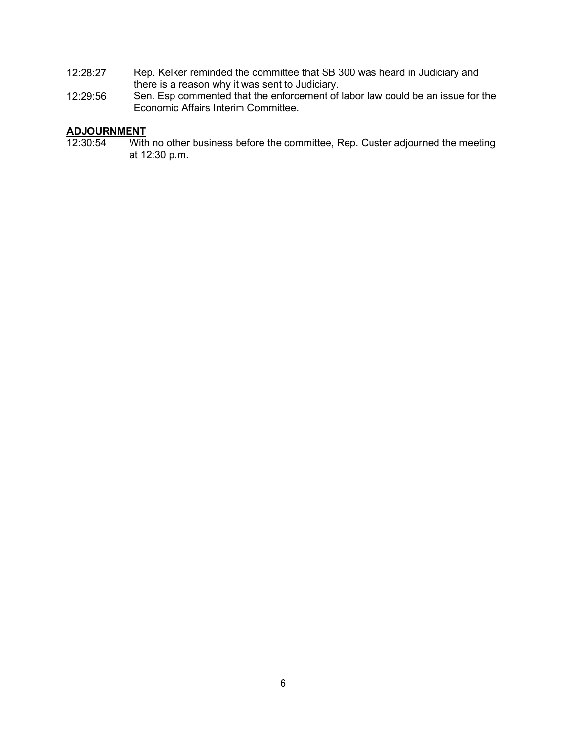12:28:27 Rep. Kelker reminded the committee that SB 300 was heard in Judiciary and there is a reason why it was sent to Judiciary.

12:29:56 Sen. Esp commented that the enforcement of labor law could be an issue for the Economic Affairs Interim Committee.

## ADJOURNMENT

12:30:54 With no other business before the committee, Rep. Custer adjourned the meeting at 12:30 p.m.